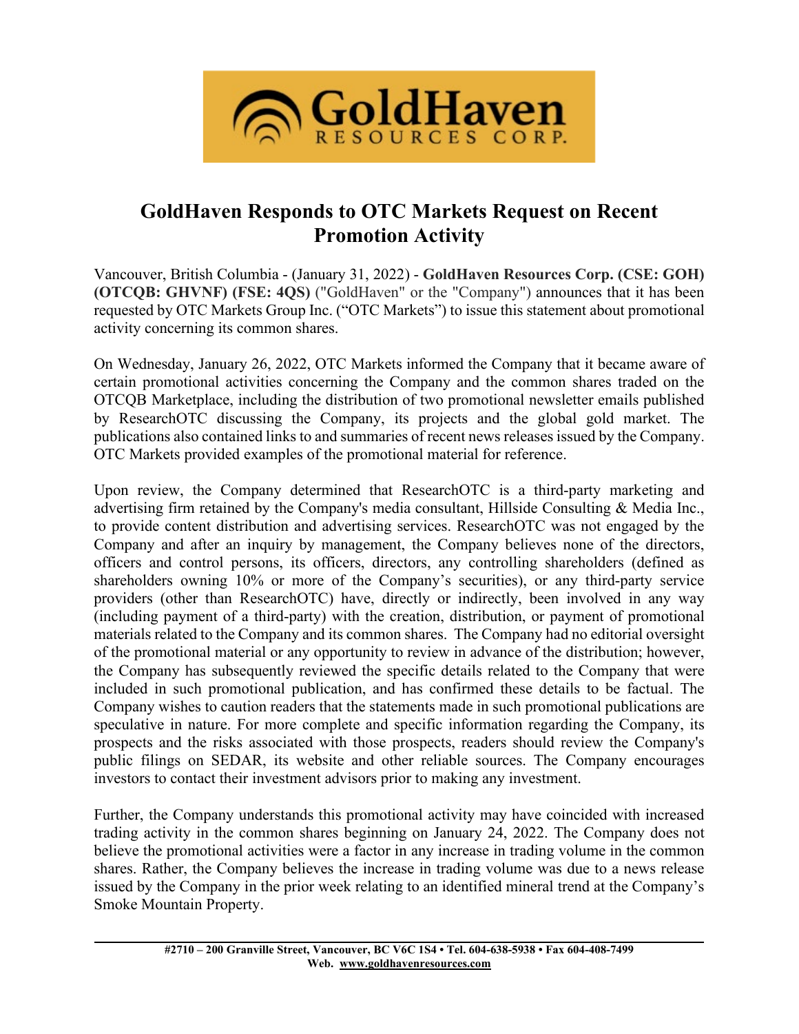# GoldHaven Responds to OTC Markets Request on Recent Promotion Activity

Vancouver, British Columbia - (January 31, 2022) - **GoldHaven Resources Corp. (CSE: GOH) (OTCQB: GHVNF) (FSE: 4QS)** ("GoldHaven" or the "Company") announces that it has been requested by OTC Markets Group Inc. ("OTC Markets") to issue this statement about promotional activity concerning its common shares.

On Wednesday, January 26, 2022, OTC Markets informed the Company that it became aware of certain promotional activities concerning the Company and the common shares traded on the OTCQB Marketplace, including the distribution of two promotional newsletter emails published by ResearchOTC discussing the Company, its projects and the global gold market. The publications also contained links to and summaries of recent news releases issued by the Company. OTC Markets provided examples of the promotional material for reference.

Upon review, the Company determined that ResearchOTC is a third-party marketing and advertising firm retained by the Company's media consultant, Hillside Consulting & Media Inc., to provide content distribution and advertising services. ResearchOTC was not engaged by the Company and after an inquiry by management, the Company believes none of the directors, officers and control persons, its officers, directors, any controlling shareholders (defined as shareholders owning 10% or more of the Company's securities), or any third-party service providers (other than ResearchOTC) have, directly or indirectly, been involved in any way (including payment of a third-party) with the creation, distribution, or payment of promotional materials related to the Company and its common shares. The Company had no editorial oversight of the promotional material or any opportunity to review in advance of the distribution; however, the Company has subsequently reviewed the specific details related to the Company that were included in such promotional publication, and has confirmed these details to be factual. The Company wishes to caution readers that the statements made in such promotional publications are speculative in nature. For more complete and specific information regarding the Company, its prospects and the risks associated with those prospects, readers should review the Company's public filings on SEDAR, its website and other reliable sources. The Company encourages investors to contact their investment advisors prior to making any investment.

Further, the Company understands this promotional activity may have coincided with increased trading activity in the common shares beginning on January 24, 2022. The Company does not believe the promotional activities were a factor in any increase in trading volume in the common shares. Rather, the Company believes the increase in trading volume was due to a news release issued by the Company in the prior week relating to an identified mineral trend at the Company's Smoke Mountain Property.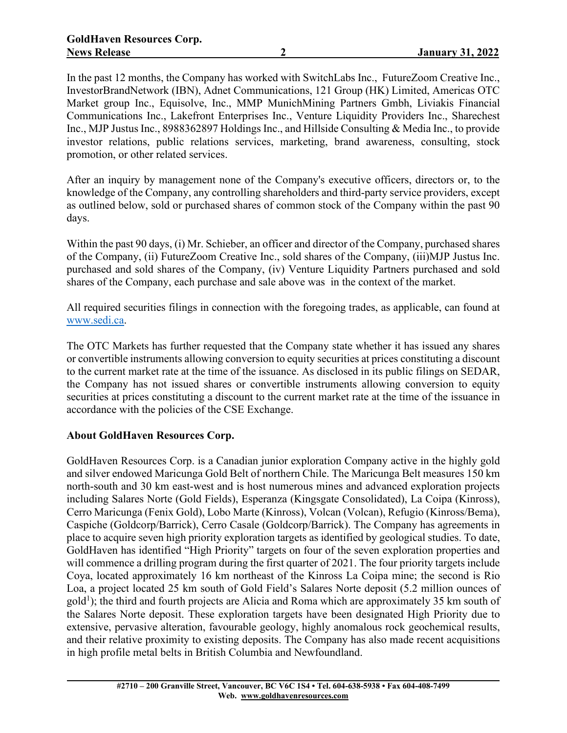In the past 12 months, the Company has worked with SwitchLabs Inc., FutureZoom Creative Inc., InvestorBrandNetwork (IBN), Adnet Communications, 121 Group (HK) Limited, Americas OTC Market group Inc., Equisolve, Inc., MMP MunichMining Partners Gmbh, Liviakis Financial Communications Inc., Lakefront Enterprises Inc., Venture Liquidity Providers Inc., Sharechest Inc., MJP Justus Inc., 8988362897 Holdings Inc., and Hillside Consulting & Media Inc., to provide investor relations, public relations services, marketing, brand awareness, consulting, stock promotion, or other related services.

After an inquiry by management none of the Company's executive officers, directors or, to the knowledge of the Company, any controlling shareholders and third-party service providers, except as outlined below, sold or purchased shares of common stock of the Company within the past 90 days.

Within the past 90 days, (i) Mr. Schieber, an officer and director of the Company, purchased shares of the Company, (ii) FutureZoom Creative Inc., sold shares of the Company, (iii)MJP Justus Inc. purchased and sold shares of the Company, (iv) Venture Liquidity Partners purchased and sold shares of the Company, each purchase and sale above was in the context of the market.

All required securities filings in connection with the foregoing trades, as applicable, can found at www.sedi.ca.

The OTC Markets has further requested that the Company state whether it has issued any shares or convertible instruments allowing conversion to equity securities at prices constituting a discount to the current market rate at the time of the issuance. As disclosed in its public filings on SEDAR, the Company has not issued shares or convertible instruments allowing conversion to equity securities at prices constituting a discount to the current market rate at the time of the issuance in accordance with the policies of the CSE Exchange.

**About GoldHaven Resources Corp.**

GoldHaven Resources Corp. is a Canadian junior exploration Company active in the highly gold and silver endowed Maricunga Gold Belt of northern Chile. The Maricunga Belt measures 150 km north-south and 30 km east-west and is host numerous mines and advanced exploration projects including Salares Norte (Gold Fields), Esperanza (Kingsgate Consolidated), La Coipa (Kinross), Cerro Maricunga (Fenix Gold), Lobo Marte (Kinross), Volcan (Volcan), Refugio (Kinross/Bema), Caspiche (Goldcorp/Barrick), Cerro Casale (Goldcorp/Barrick). The Company has agreements in place to acquire seven high priority exploration targets as identified by geological studies. To date, GoldHaven has identified "High Priority" targets on four of the seven exploration properties and will commence a drilling program during the first quarter of 2021. The four priority targets include Coya, located approximately 16 km northeast of the Kinross La Coipa mine; the second is Rio Loa, a project located 25 km south of Gold Field's Salares Norte deposit (5.2 million ounces of gold[1]); the third and fourth projects are Alicia and Roma which are approximately 35 km south of the Salares Norte deposit. These exploration targets have been designated High Priority due to extensive, pervasive alteration, favourable geology, highly anomalous rock geochemical results, and their relative proximity to existing deposits. The Company has also made recent acquisitions in high profile metal belts in British Columbia and Newfoundland.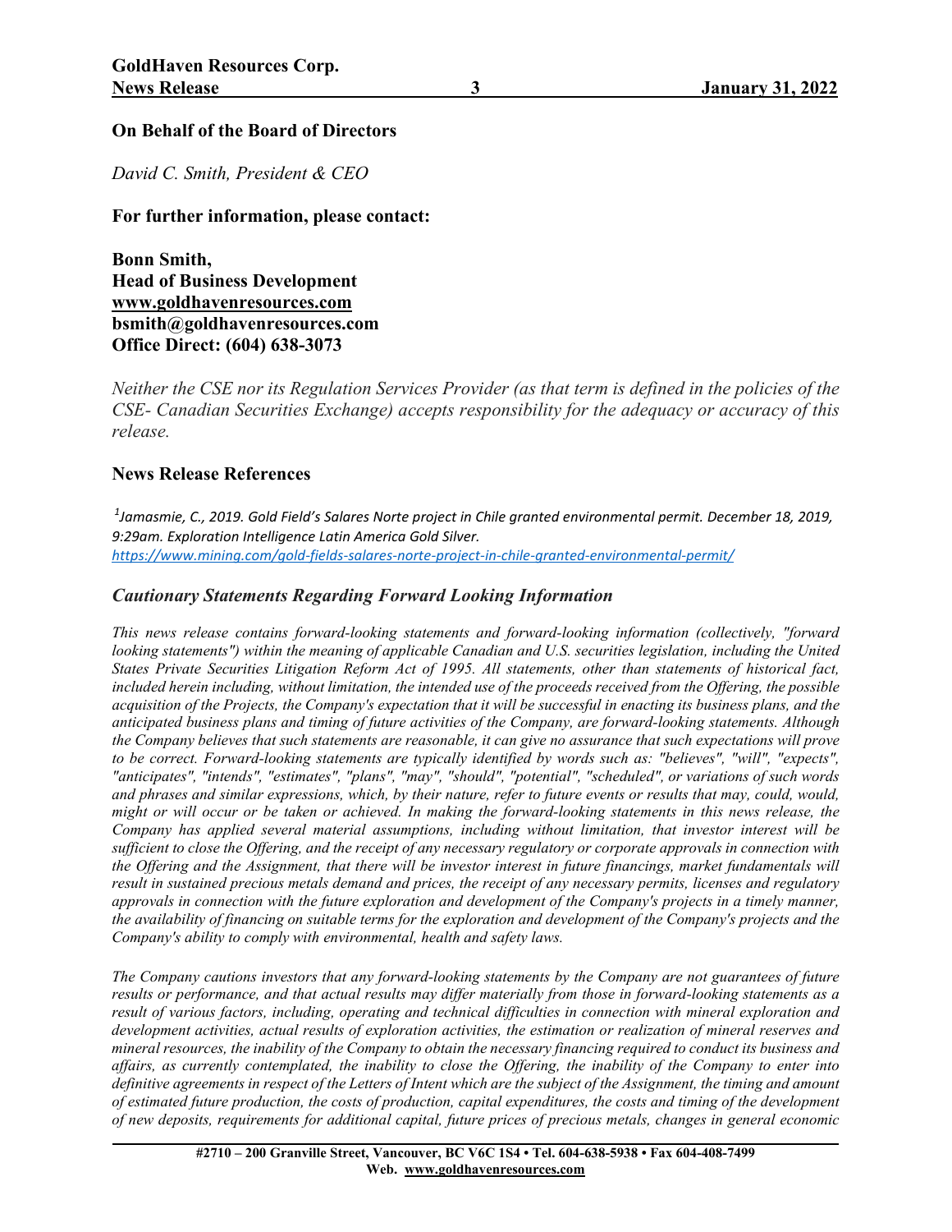**On Behalf of the Board of Directors**

*David C. Smith, President & CEO*

**For further information, please contact:**

**Bonn Smith,**
**Head of Business Development**
**www.goldhavenresources.com**
**bsmith@goldhavenresources.com**
**Office Direct: (604) 638-3073**

*Neither the CSE nor its Regulation Services Provider (as that term is defined in the policies of the CSE- Canadian Securities Exchange) accepts responsibility for the adequacy or accuracy of this release.*

### News Release References

[1]*Jamasmie, C., 2019. Gold Field's Salares Norte project in Chile granted environmental permit. December 18, 2019, 9:29am. Exploration Intelligence Latin America Gold Silver.*
*https://www.mining.com/gold-fields-salares-norte-project-in-chile-granted-environmental-permit/*

### *Cautionary Statements Regarding Forward Looking Information*

*This news release contains forward-looking statements and forward-looking information (collectively, "forward looking statements") within the meaning of applicable Canadian and U.S. securities legislation, including the United States Private Securities Litigation Reform Act of 1995. All statements, other than statements of historical fact, included herein including, without limitation, the intended use of the proceeds received from the Offering, the possible acquisition of the Projects, the Company's expectation that it will be successful in enacting its business plans, and the anticipated business plans and timing of future activities of the Company, are forward-looking statements. Although the Company believes that such statements are reasonable, it can give no assurance that such expectations will prove to be correct. Forward-looking statements are typically identified by words such as: "believes", "will", "expects", "anticipates", "intends", "estimates", "plans", "may", "should", "potential", "scheduled", or variations of such words and phrases and similar expressions, which, by their nature, refer to future events or results that may, could, would, might or will occur or be taken or achieved. In making the forward-looking statements in this news release, the Company has applied several material assumptions, including without limitation, that investor interest will be sufficient to close the Offering, and the receipt of any necessary regulatory or corporate approvals in connection with the Offering and the Assignment, that there will be investor interest in future financings, market fundamentals will result in sustained precious metals demand and prices, the receipt of any necessary permits, licenses and regulatory approvals in connection with the future exploration and development of the Company's projects in a timely manner, the availability of financing on suitable terms for the exploration and development of the Company's projects and the Company's ability to comply with environmental, health and safety laws.*

*The Company cautions investors that any forward-looking statements by the Company are not guarantees of future results or performance, and that actual results may differ materially from those in forward-looking statements as a result of various factors, including, operating and technical difficulties in connection with mineral exploration and development activities, actual results of exploration activities, the estimation or realization of mineral reserves and mineral resources, the inability of the Company to obtain the necessary financing required to conduct its business and affairs, as currently contemplated, the inability to close the Offering, the inability of the Company to enter into definitive agreements in respect of the Letters of Intent which are the subject of the Assignment, the timing and amount of estimated future production, the costs of production, capital expenditures, the costs and timing of the development of new deposits, requirements for additional capital, future prices of precious metals, changes in general economic*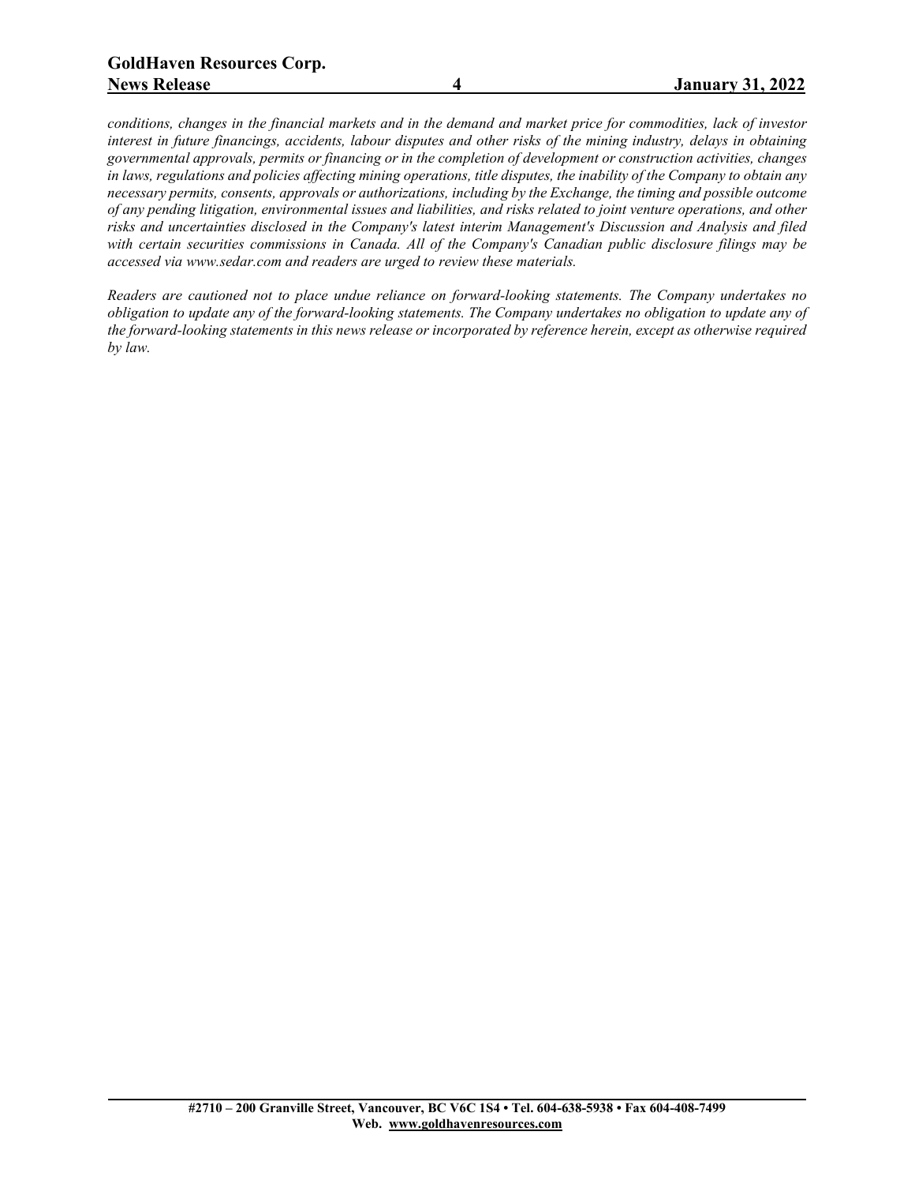*conditions, changes in the financial markets and in the demand and market price for commodities, lack of investor interest in future financings, accidents, labour disputes and other risks of the mining industry, delays in obtaining governmental approvals, permits or financing or in the completion of development or construction activities, changes in laws, regulations and policies affecting mining operations, title disputes, the inability of the Company to obtain any necessary permits, consents, approvals or authorizations, including by the Exchange, the timing and possible outcome of any pending litigation, environmental issues and liabilities, and risks related to joint venture operations, and other risks and uncertainties disclosed in the Company's latest interim Management's Discussion and Analysis and filed with certain securities commissions in Canada. All of the Company's Canadian public disclosure filings may be accessed via www.sedar.com and readers are urged to review these materials.*

*Readers are cautioned not to place undue reliance on forward-looking statements. The Company undertakes no obligation to update any of the forward-looking statements. The Company undertakes no obligation to update any of the forward-looking statements in this news release or incorporated by reference herein, except as otherwise required by law.*